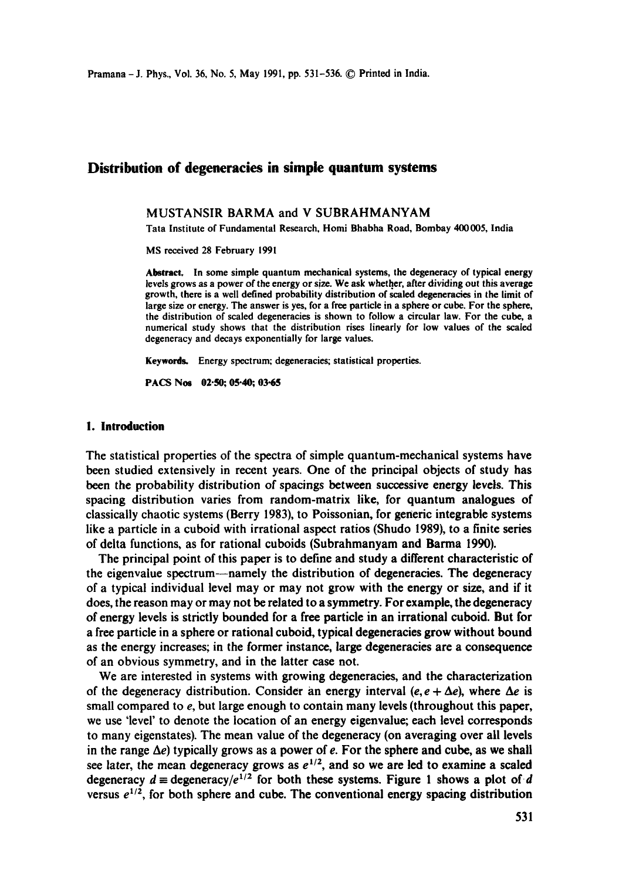# Distribution of degeneracies in simple quantum systems

MUSTANSIR BARMA and V SUBRAHMANYAM

Tata Institute of Fundamental Research, Homi Bhabha Road, Bombay 400005, India

MS received 28 February 1991

**Abstract.** In some simple quantum mechanical systems, the degeneracy of typical energy levels grows as a power of the energy or size. We ask whether, after dividing out this average growth, there is a well defined probability distribution of scaled degeneracies in the limit of large size or energy. The answer is yes, for a free particle in a sphere or cube. For the sphere, the distribution of scaled degeneracies is shown to follow a circular law. For the cube, a numerical study shows that the distribution rises linearly for low values of the scaled degeneracy and decays exponentially for large values.

**Keywords.** Energy spectrum; degeneracies; statistical properties.

**PACS Nos** 02·50; 05·40; 03·65

## 1. Introduction

The statistical properties of the spectra of simple quantum-mechanical systems have been studied extensively in recent years. One of the principal objects of study has been the probability distribution of spacings between successive energy levels. This spacing distribution varies from random-matrix like, for quantum analogues of classically chaotic systems (Berry 1983), to Poissonian, for generic integrable systems like a particle in a cuboid with irrational aspect ratios (Shudo 1989), to a finite series of delta functions, as for rational cuboids (Subrahmanyam and Barma 1990).

The principal point of this paper is to define and study a different characteristic of the eigenvalue spectrum—namely the distribution of degeneracies. The degeneracy of a typical individual level may or may not grow with the energy or size, and if it does, the reason may or may not be related to a symmetry. For example, the degeneracy of energy levels is strictly bounded for a free particle in an irrational cuboid. But for a free particle in a sphere or rational cuboid, typical degeneracies grow without bound as the energy increases; in the former instance, large degeneracies are a consequence of an obvious symmetry, and in the latter case not.

We are interested in systems with growing degeneracies, and the characterization of the degeneracy distribution. Consider an energy interval $(e, e + \Delta e)$, where $\Delta e$ is small compared to $e$, but large enough to contain many levels (throughout this paper, we use 'level' to denote the location of an energy eigenvalue; each level corresponds to many eigenstates). The mean value of the degeneracy (on averaging over all levels in the range $\Delta e$) typically grows as a power of $e$. For the sphere and cube, as we shall see later, the mean degeneracy grows as $e^{1/2}$, and so we are led to examine a scaled degeneracy $d \equiv \text{degeneracy}/e^{1/2}$ for both these systems. Figure 1 shows a plot of $d$ versus $e^{1/2}$, for both sphere and cube. The conventional energy spacing distribution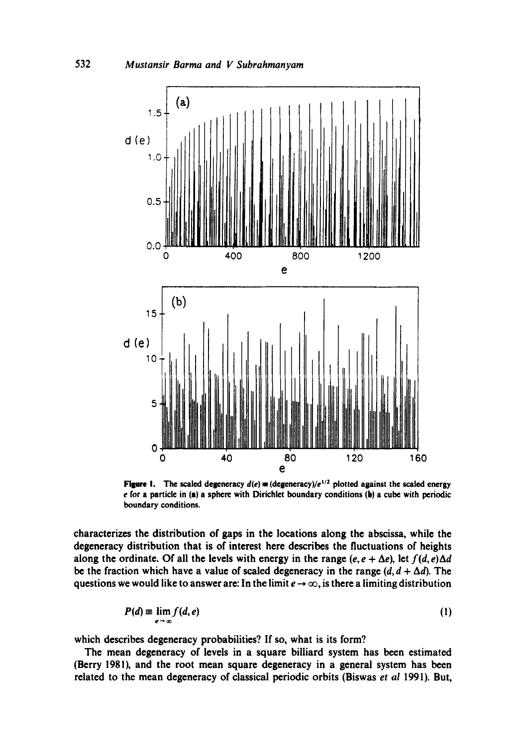**Figure 1.** The scaled degeneracy $d(e) \equiv (\text{degeneracy})/e^{1/2}$ plotted against the scaled energy $e$ for a particle in (a) a sphere with Dirichlet boundary conditions (b) a cube with periodic boundary conditions.

characterizes the distribution of gaps in the locations along the abscissa, while the degeneracy distribution that is of interest here describes the fluctuations of heights along the ordinate. Of all the levels with energy in the range $(e, e + \Delta e)$, let $f(d, e)\Delta d$ be the fraction which have a value of scaled degeneracy in the range $(d, d + \Delta d)$. The questions we would like to answer are: In the limit $e \to \infty$, is there a limiting distribution

$$P(d) \equiv \lim_{e \to \infty} f(d, e) \tag{1}$$

which describes degeneracy probabilities? If so, what is its form?

The mean degeneracy of levels in a square billiard system has been estimated (Berry 1981), and the root mean square degeneracy in a general system has been related to the mean degeneracy of classical periodic orbits (Biswas *et al* 1991). But,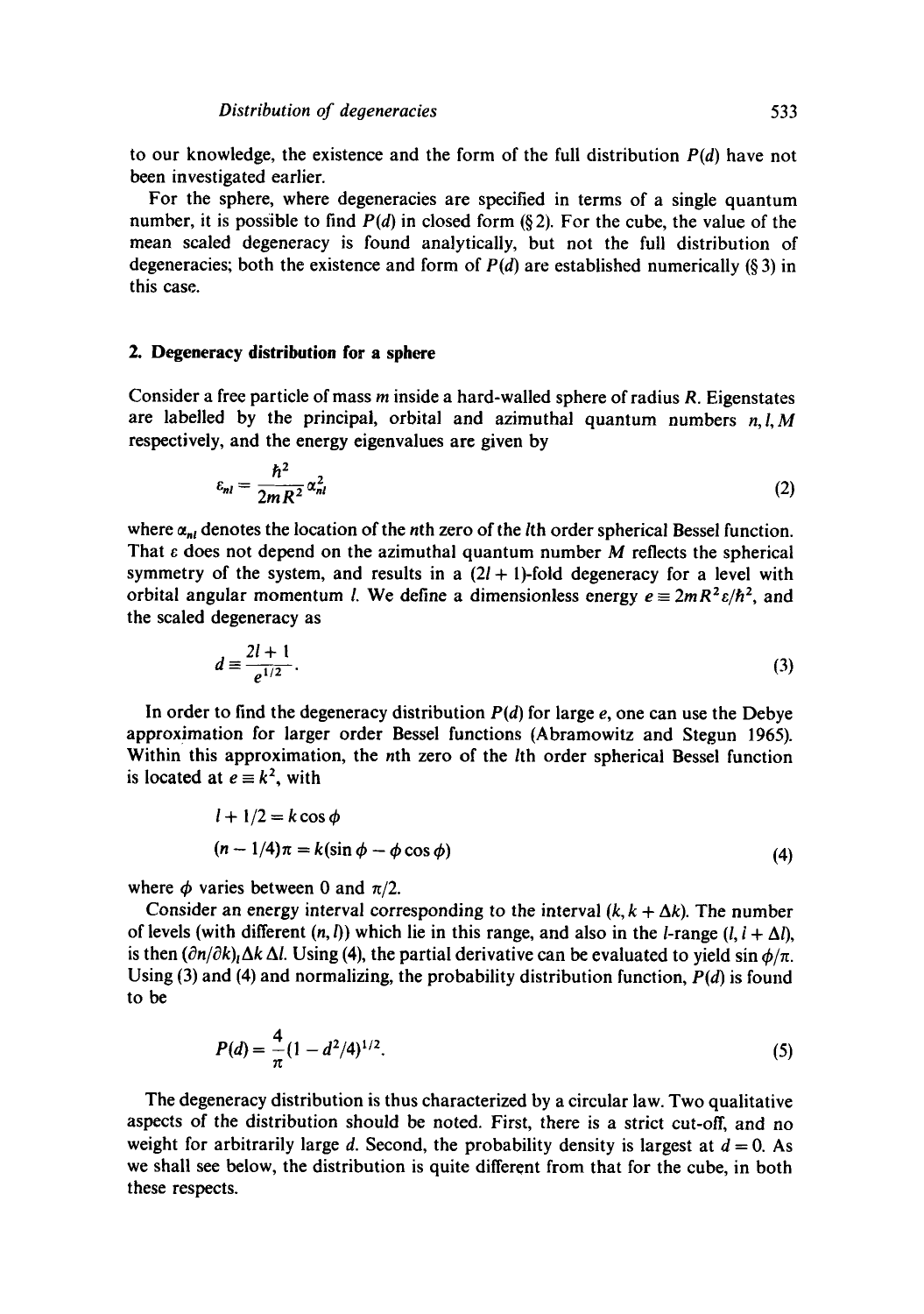to our knowledge, the existence and the form of the full distribution $P(d)$ have not been investigated earlier.

For the sphere, where degeneracies are specified in terms of a single quantum number, it is possible to find $P(d)$ in closed form (§ 2). For the cube, the value of the mean scaled degeneracy is found analytically, but not the full distribution of degeneracies; both the existence and form of $P(d)$ are established numerically (§ 3) in this case.

## 2. Degeneracy distribution for a sphere

Consider a free particle of mass $m$ inside a hard-walled sphere of radius $R$. Eigenstates are labelled by the principal, orbital and azimuthal quantum numbers $n, l, M$ respectively, and the energy eigenvalues are given by

$$\varepsilon_{nl} = \frac{\hbar^2}{2mR^2}\alpha_{nl}^2 \tag{2}$$

where $\alpha_{nl}$ denotes the location of the $n$th zero of the $l$th order spherical Bessel function. That $\varepsilon$ does not depend on the azimuthal quantum number $M$ reflects the spherical symmetry of the system, and results in a $(2l+1)$-fold degeneracy for a level with orbital angular momentum $l$. We define a dimensionless energy $e \equiv 2mR^2\varepsilon/\hbar^2$, and the scaled degeneracy as

$$d \equiv \frac{2l+1}{e^{1/2}}. \tag{3}$$

In order to find the degeneracy distribution $P(d)$ for large $e$, one can use the Debye approximation for larger order Bessel functions (Abramowitz and Stegun 1965). Within this approximation, the $n$th zero of the $l$th order spherical Bessel function is located at $e \equiv k^2$, with

$$\begin{aligned} l + 1/2 &= k\cos\phi \\ (n - 1/4)\pi &= k(\sin\phi - \phi\cos\phi) \end{aligned} \tag{4}$$

where $\phi$ varies between 0 and $\pi/2$.

Consider an energy interval corresponding to the interval $(k, k+\Delta k)$. The number of levels (with different $(n, l)$) which lie in this range, and also in the $l$-range $(l, l+\Delta l)$, is then $(\partial n/\partial k)_l \Delta k\, \Delta l$. Using (4), the partial derivative can be evaluated to yield $\sin\phi/\pi$. Using (3) and (4) and normalizing, the probability distribution function, $P(d)$ is found to be

$$P(d) = \frac{4}{\pi}(1 - d^2/4)^{1/2}. \tag{5}$$

The degeneracy distribution is thus characterized by a circular law. Two qualitative aspects of the distribution should be noted. First, there is a strict cut-off, and no weight for arbitrarily large $d$. Second, the probability density is largest at $d = 0$. As we shall see below, the distribution is quite different from that for the cube, in both these respects.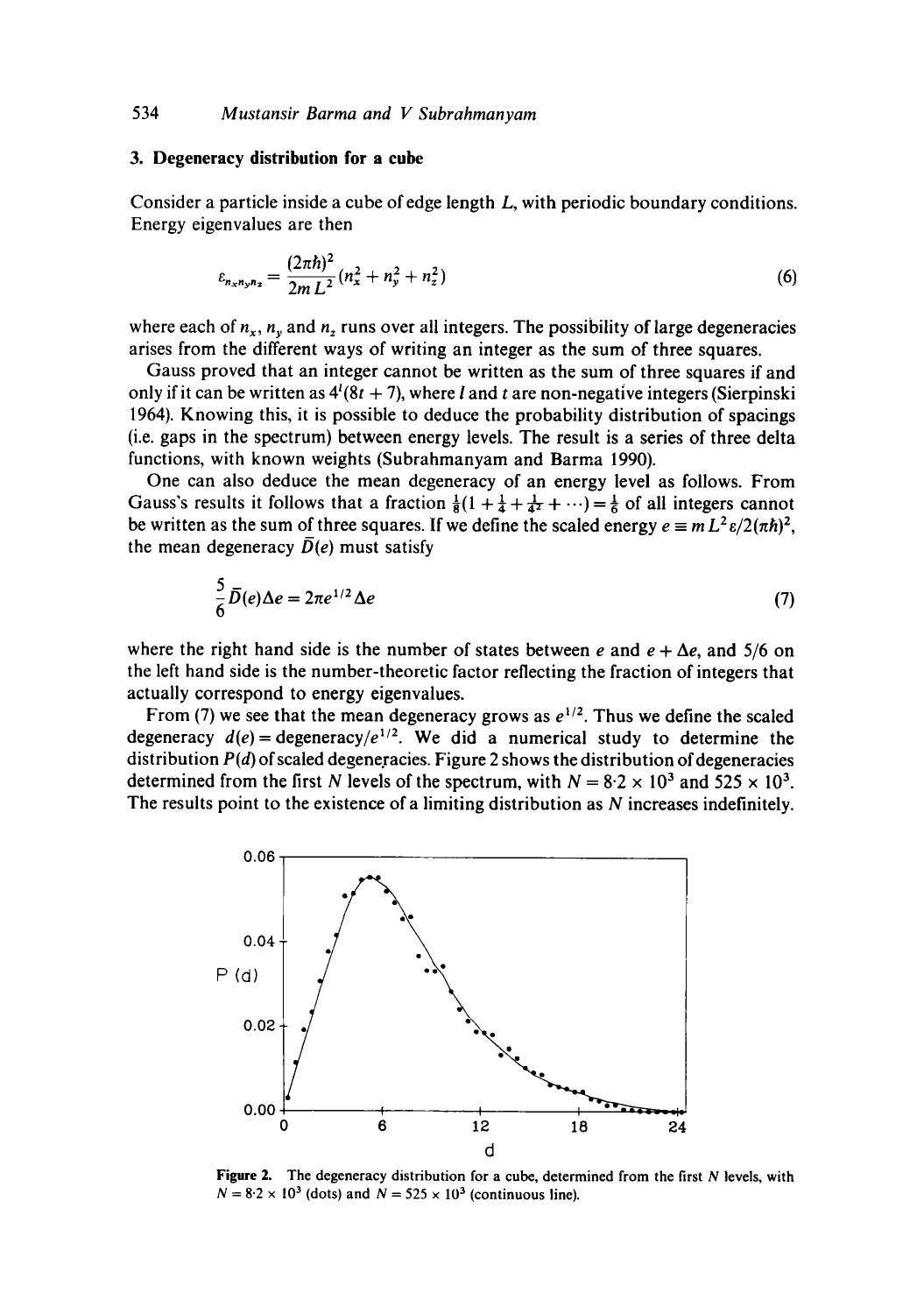## 3. Degeneracy distribution for a cube

Consider a particle inside a cube of edge length $L$, with periodic boundary conditions. Energy eigenvalues are then

$$\varepsilon_{n_x n_y n_z} = \frac{(2\pi\hbar)^2}{2m L^2}(n_x^2 + n_y^2 + n_z^2) \tag{6}$$

where each of $n_x$, $n_y$ and $n_z$ runs over all integers. The possibility of large degeneracies arises from the different ways of writing an integer as the sum of three squares.

Gauss proved that an integer cannot be written as the sum of three squares if and only if it can be written as $4^l(8t + 7)$, where $l$ and $t$ are non-negative integers (Sierpinski 1964). Knowing this, it is possible to deduce the probability distribution of spacings (i.e. gaps in the spectrum) between energy levels. The result is a series of three delta functions, with known weights (Subrahmanyam and Barma 1990).

One can also deduce the mean degeneracy of an energy level as follows. From Gauss's results it follows that a fraction $\frac{1}{8}(1 + \frac{1}{4} + \frac{1}{4^2} + \cdots) = \frac{1}{6}$ of all integers cannot be written as the sum of three squares. If we define the scaled energy $e \equiv mL^2\varepsilon/2(\pi\hbar)^2$, the mean degeneracy $\bar{D}(e)$ must satisfy

$$\frac{5}{6}\bar{D}(e)\Delta e = 2\pi e^{1/2}\Delta e \tag{7}$$

where the right hand side is the number of states between $e$ and $e + \Delta e$, and 5/6 on the left hand side is the number-theoretic factor reflecting the fraction of integers that actually correspond to energy eigenvalues.

From (7) we see that the mean degeneracy grows as $e^{1/2}$. Thus we define the scaled degeneracy $d(e) = \text{degeneracy}/e^{1/2}$. We did a numerical study to determine the distribution $P(d)$ of scaled degeneracies. Figure 2 shows the distribution of degeneracies determined from the first $N$ levels of the spectrum, with $N = 8{\cdot}2 \times 10^3$ and $525 \times 10^3$. The results point to the existence of a limiting distribution as $N$ increases indefinitely.

**Figure 2.** The degeneracy distribution for a cube, determined from the first $N$ levels, with $N = 8{\cdot}2 \times 10^3$ (dots) and $N = 525 \times 10^3$ (continuous line).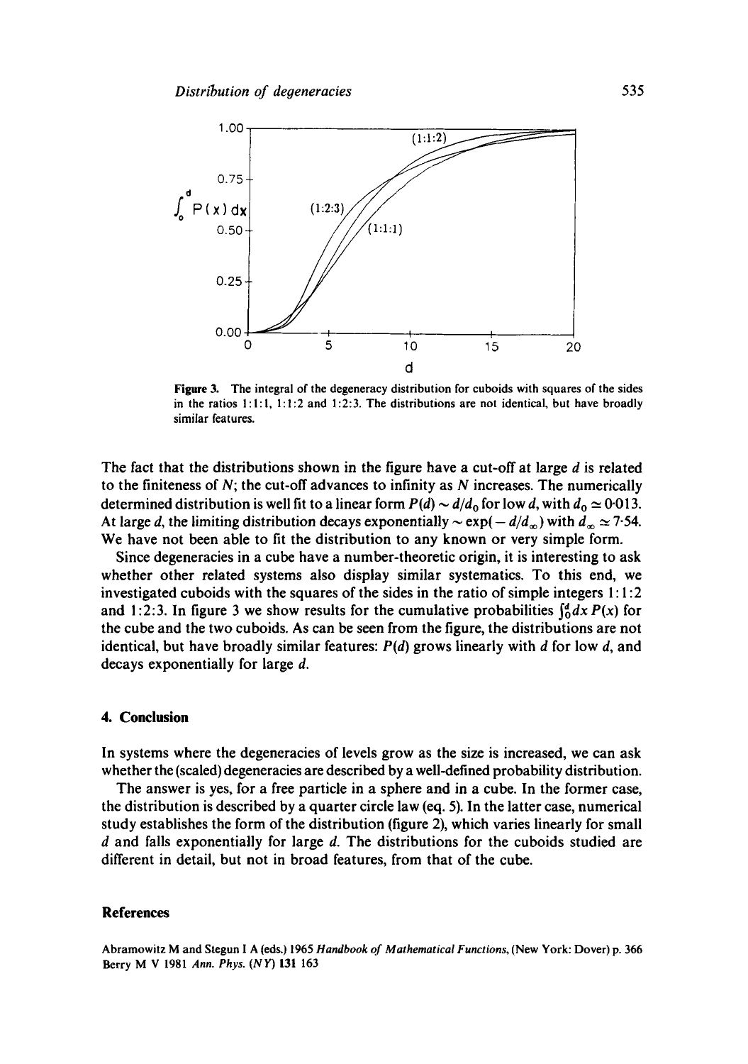Figure 3. The integral of the degeneracy distribution for cuboids with squares of the sides in the ratios 1:1:1, 1:1:2 and 1:2:3. The distributions are not identical, but have broadly similar features.

The fact that the distributions shown in the figure have a cut-off at large $d$ is related to the finiteness of $N$; the cut-off advances to infinity as $N$ increases. The numerically determined distribution is well fit to a linear form $P(d) \sim d/d_0$ for low $d$, with $d_0 \simeq 0.013$. At large $d$, the limiting distribution decays exponentially $\sim \exp(-d/d_\infty)$ with $d_\infty \simeq 7.54$. We have not been able to fit the distribution to any known or very simple form.

Since degeneracies in a cube have a number-theoretic origin, it is interesting to ask whether other related systems also display similar systematics. To this end, we investigated cuboids with the squares of the sides in the ratio of simple integers 1:1:2 and 1:2:3. In figure 3 we show results for the cumulative probabilities $\int_0^d dx\, P(x)$ for the cube and the two cuboids. As can be seen from the figure, the distributions are not identical, but have broadly similar features: $P(d)$ grows linearly with $d$ for low $d$, and decays exponentially for large $d$.

## 4. Conclusion

In systems where the degeneracies of levels grow as the size is increased, we can ask whether the (scaled) degeneracies are described by a well-defined probability distribution.

The answer is yes, for a free particle in a sphere and in a cube. In the former case, the distribution is described by a quarter circle law (eq. 5). In the latter case, numerical study establishes the form of the distribution (figure 2), which varies linearly for small $d$ and falls exponentially for large $d$. The distributions for the cuboids studied are different in detail, but not in broad features, from that of the cube.

## References

Abramowitz M and Stegun I A (eds.) 1965 *Handbook of Mathematical Functions*, (New York: Dover) p. 366

Berry M V 1981 *Ann. Phys. (NY)* **131** 163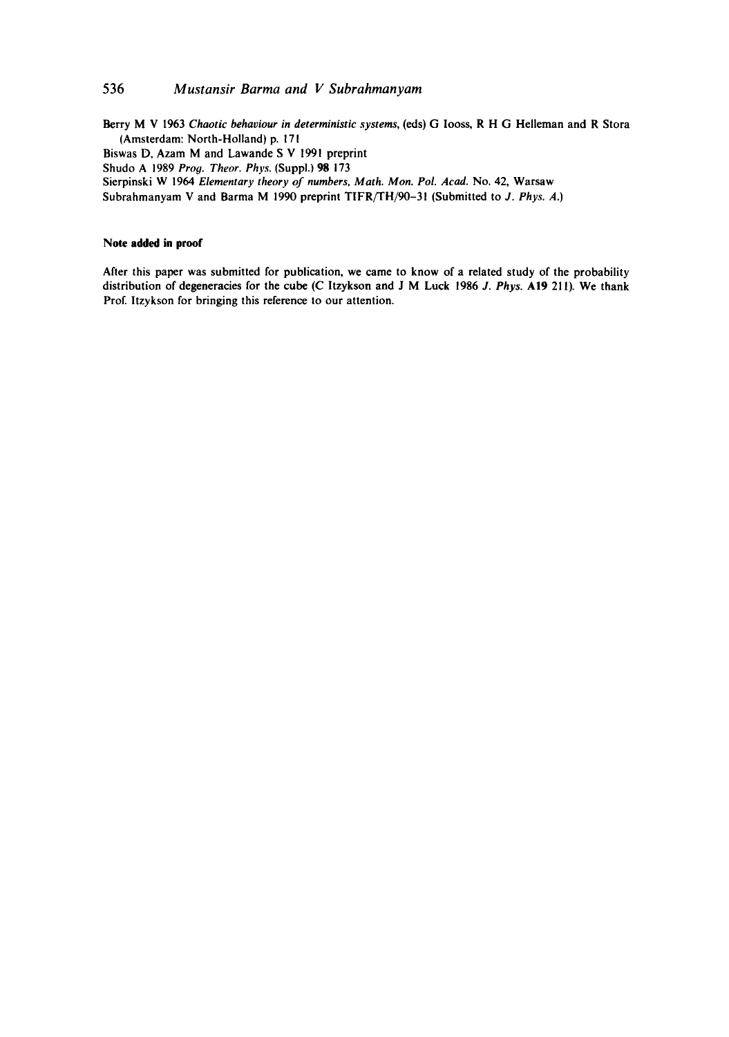Berry M V 1963 *Chaotic behaviour in deterministic systems*, (eds) G Iooss, R H G Helleman and R Stora (Amsterdam: North-Holland) p. 171

Biswas D, Azam M and Lawande S V 1991 preprint

Shudo A 1989 *Prog. Theor. Phys.* (Suppl.) **98** 173

Sierpinski W 1964 *Elementary theory of numbers, Math. Mon. Pol. Acad.* No. 42, Warsaw

Subrahmanyam V and Barma M 1990 preprint TIFR/TH/90–31 (Submitted to *J. Phys. A.*)

**Note added in proof**

After this paper was submitted for publication, we came to know of a related study of the probability distribution of degeneracies for the cube (C Itzykson and J M Luck 1986 *J. Phys.* **A19** 211). We thank Prof. Itzykson for bringing this reference to our attention.